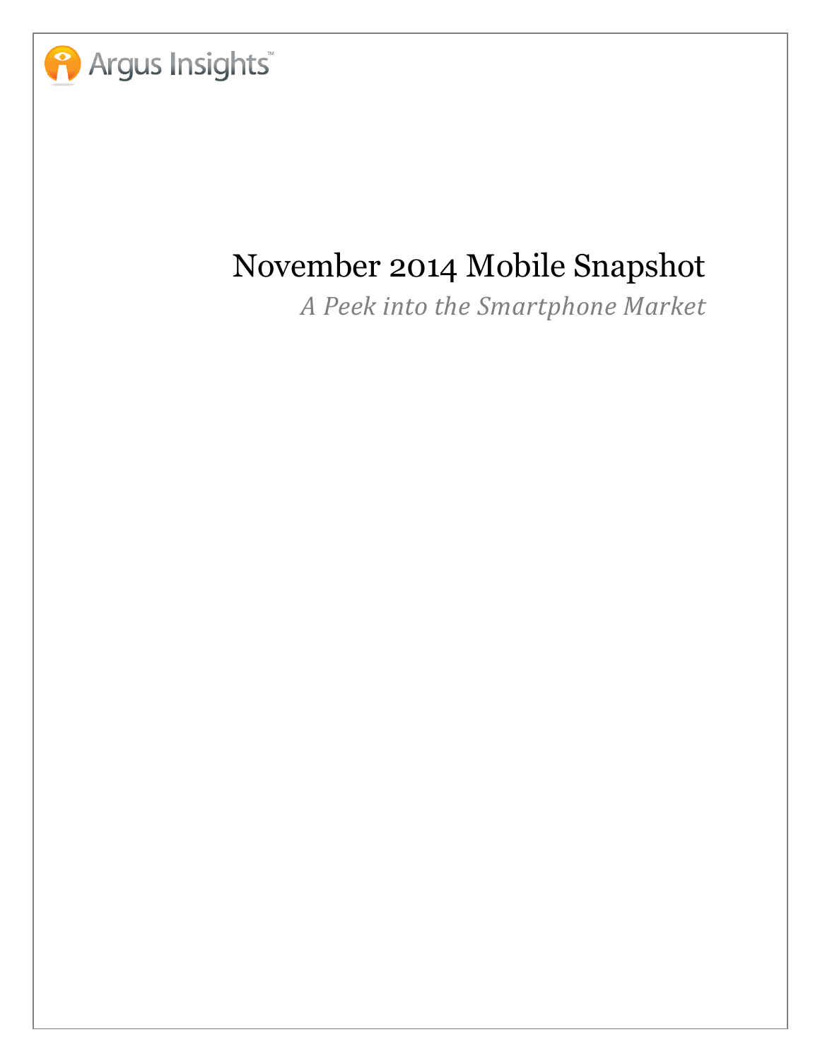Argus Insights™

# November 2014 Mobile Snapshot

*A Peek into the Smartphone Market*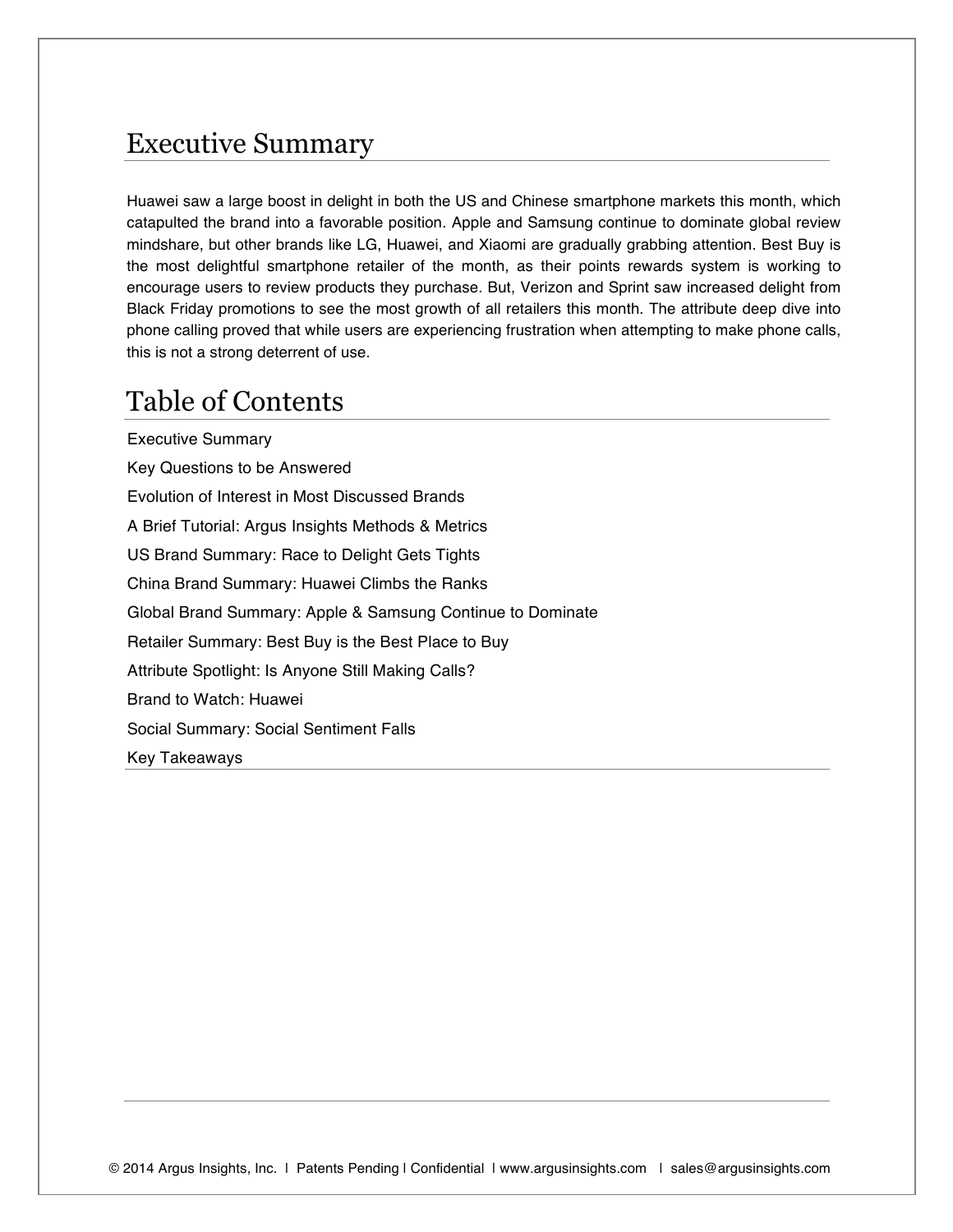# Executive Summary

Huawei saw a large boost in delight in both the US and Chinese smartphone markets this month, which catapulted the brand into a favorable position. Apple and Samsung continue to dominate global review mindshare, but other brands like LG, Huawei, and Xiaomi are gradually grabbing attention. Best Buy is the most delightful smartphone retailer of the month, as their points rewards system is working to encourage users to review products they purchase. But, Verizon and Sprint saw increased delight from Black Friday promotions to see the most growth of all retailers this month. The attribute deep dive into phone calling proved that while users are experiencing frustration when attempting to make phone calls, this is not a strong deterrent of use.

# Table of Contents

Executive Summary

Key Questions to be Answered

Evolution of Interest in Most Discussed Brands

A Brief Tutorial: Argus Insights Methods & Metrics

US Brand Summary: Race to Delight Gets Tights

China Brand Summary: Huawei Climbs the Ranks

Global Brand Summary: Apple & Samsung Continue to Dominate

Retailer Summary: Best Buy is the Best Place to Buy

Attribute Spotlight: Is Anyone Still Making Calls?

Brand to Watch: Huawei

Social Summary: Social Sentiment Falls

Key Takeaways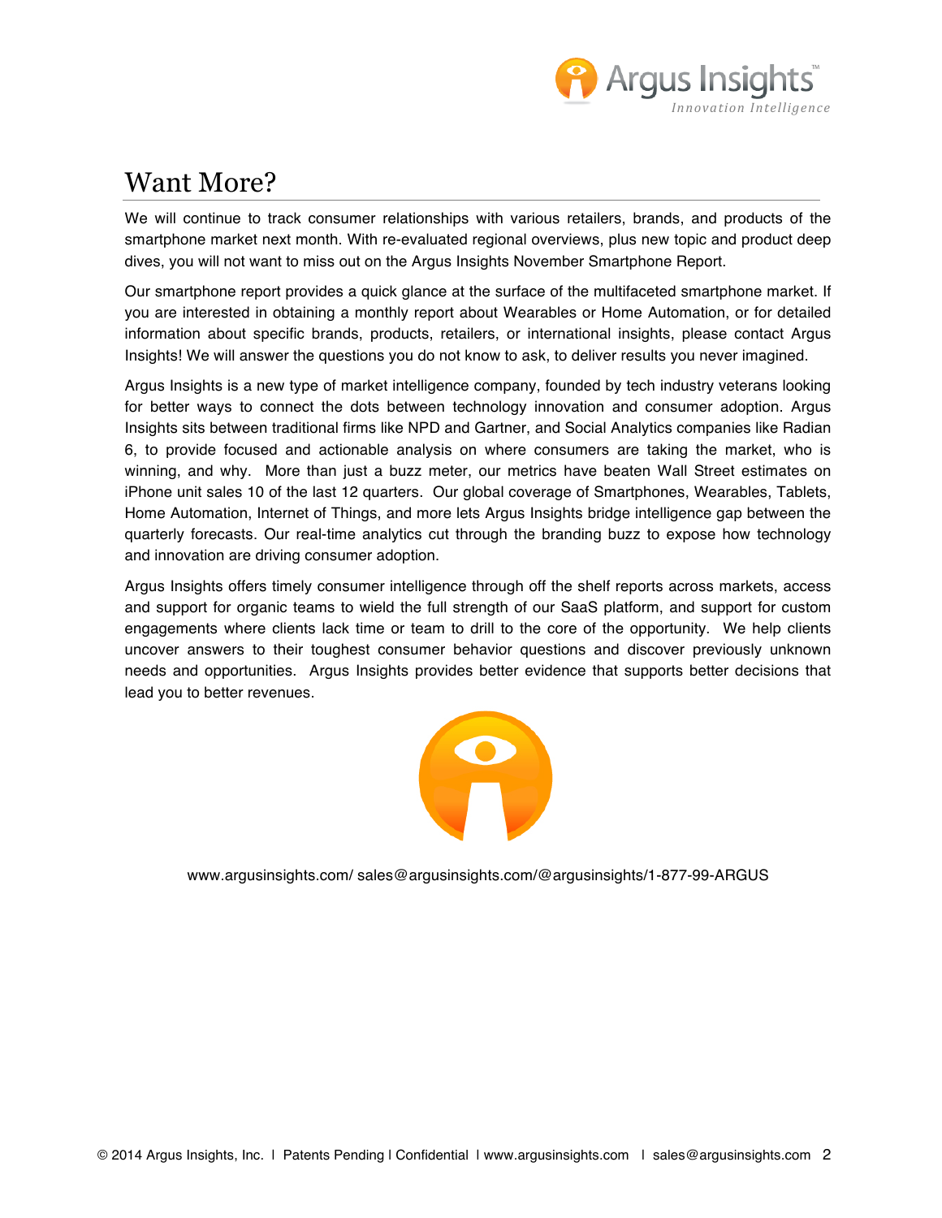# Want More?

We will continue to track consumer relationships with various retailers, brands, and products of the smartphone market next month. With re-evaluated regional overviews, plus new topic and product deep dives, you will not want to miss out on the Argus Insights November Smartphone Report.

Our smartphone report provides a quick glance at the surface of the multifaceted smartphone market. If you are interested in obtaining a monthly report about Wearables or Home Automation, or for detailed information about specific brands, products, retailers, or international insights, please contact Argus Insights! We will answer the questions you do not know to ask, to deliver results you never imagined.

Argus Insights is a new type of market intelligence company, founded by tech industry veterans looking for better ways to connect the dots between technology innovation and consumer adoption. Argus Insights sits between traditional firms like NPD and Gartner, and Social Analytics companies like Radian 6, to provide focused and actionable analysis on where consumers are taking the market, who is winning, and why. More than just a buzz meter, our metrics have beaten Wall Street estimates on iPhone unit sales 10 of the last 12 quarters. Our global coverage of Smartphones, Wearables, Tablets, Home Automation, Internet of Things, and more lets Argus Insights bridge intelligence gap between the quarterly forecasts. Our real-time analytics cut through the branding buzz to expose how technology and innovation are driving consumer adoption.

Argus Insights offers timely consumer intelligence through off the shelf reports across markets, access and support for organic teams to wield the full strength of our SaaS platform, and support for custom engagements where clients lack time or team to drill to the core of the opportunity. We help clients uncover answers to their toughest consumer behavior questions and discover previously unknown needs and opportunities. Argus Insights provides better evidence that supports better decisions that lead you to better revenues.

www.argusinsights.com/ sales@argusinsights.com/@argusinsights/1-877-99-ARGUS